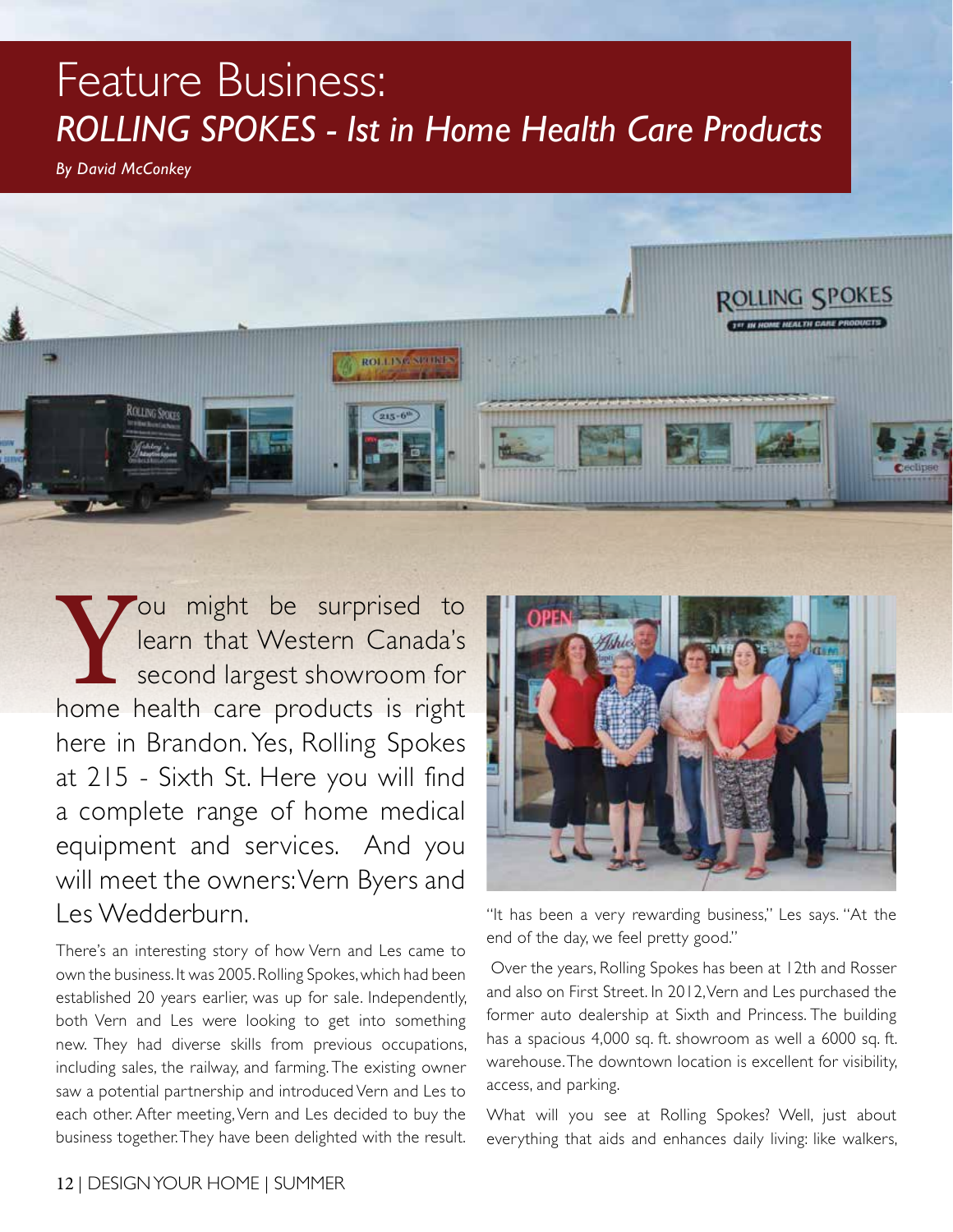# Feature Business:

## *ROLLING SPOKES - Ist in Home Health Care Products*

*By David McConkey*

You might be surprised to learn that Western Canada's second largest showroom for home health care products is right here in Brandon. Yes, Rolling Spokes at 215 - Sixth St. Here you will find a complete range of home medical equipment and services. And you will meet the owners: Vern Byers and Les Wedderburn.

There's an interesting story of how Vern and Les came to own the business. It was 2005. Rolling Spokes, which had been established 20 years earlier, was up for sale. Independently, both Vern and Les were looking to get into something new. They had diverse skills from previous occupations, including sales, the railway, and farming. The existing owner saw a potential partnership and introduced Vern and Les to each other. After meeting, Vern and Les decided to buy the business together. They have been delighted with the result.

"It has been a very rewarding business," Les says. "At the end of the day, we feel pretty good."

Over the years, Rolling Spokes has been at 12th and Rosser and also on First Street. In 2012, Vern and Les purchased the former auto dealership at Sixth and Princess. The building has a spacious 4,000 sq. ft. showroom as well a 6000 sq. ft. warehouse. The downtown location is excellent for visibility, access, and parking.

What will you see at Rolling Spokes? Well, just about everything that aids and enhances daily living: like walkers,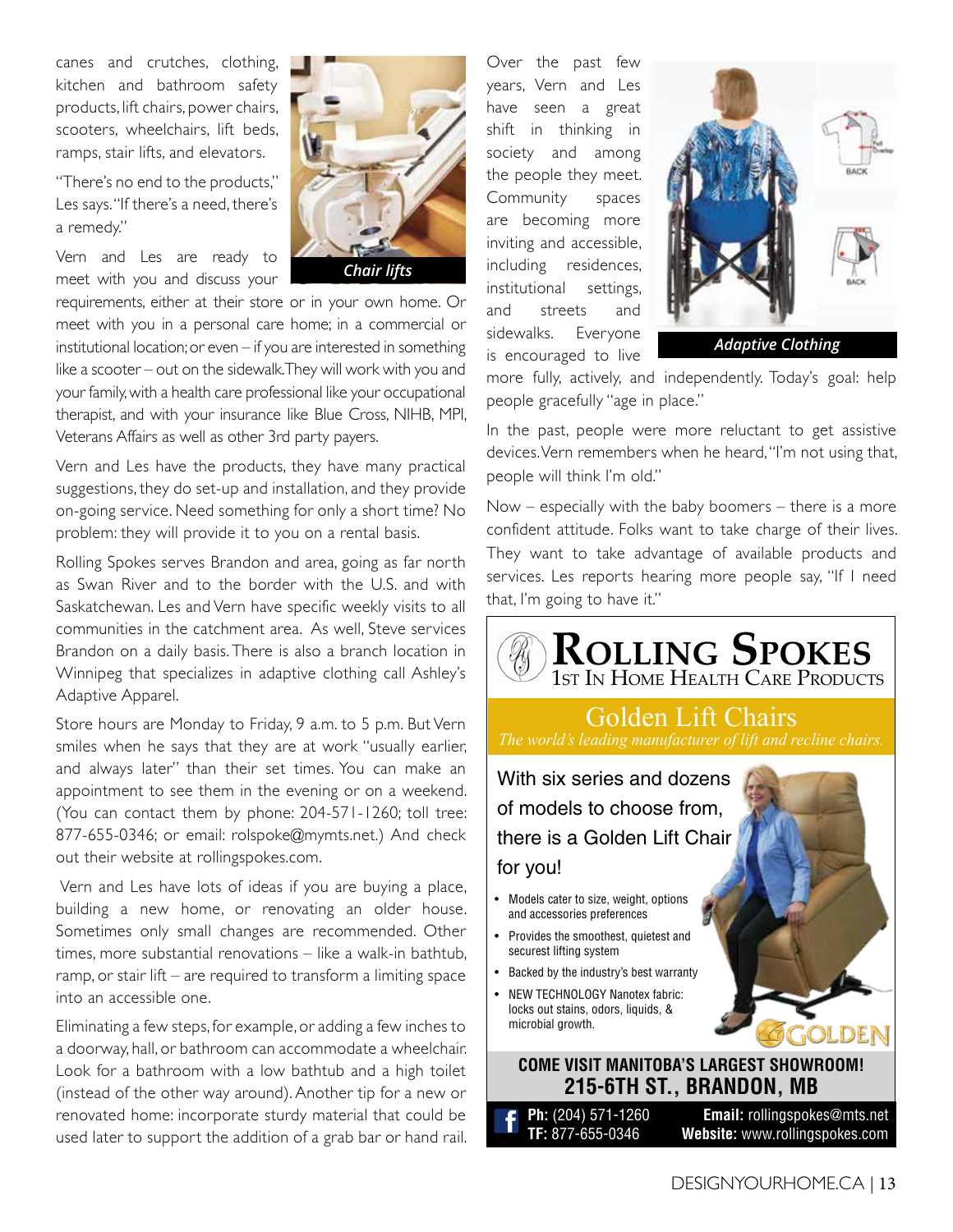canes and crutches, clothing, kitchen and bathroom safety products, lift chairs, power chairs, scooters, wheelchairs, lift beds, ramps, stair lifts, and elevators.

"There's no end to the products," Les says. "If there's a need, there's a remedy."

Chair lifts

Vern and Les are ready to meet with you and discuss your requirements, either at their store or in your own home. Or meet with you in a personal care home; in a commercial or institutional location; or even – if you are interested in something like a scooter – out on the sidewalk. They will work with you and your family, with a health care professional like your occupational therapist, and with your insurance like Blue Cross, NIHB, MPI, Veterans Affairs as well as other 3rd party payers.

Vern and Les have the products, they have many practical suggestions, they do set-up and installation, and they provide on-going service. Need something for only a short time? No problem: they will provide it to you on a rental basis.

Rolling Spokes serves Brandon and area, going as far north as Swan River and to the border with the U.S. and with Saskatchewan. Les and Vern have specific weekly visits to all communities in the catchment area. As well, Steve services Brandon on a daily basis. There is also a branch location in Winnipeg that specializes in adaptive clothing call Ashley's Adaptive Apparel.

Store hours are Monday to Friday, 9 a.m. to 5 p.m. But Vern smiles when he says that they are at work "usually earlier, and always later" than their set times. You can make an appointment to see them in the evening or on a weekend. (You can contact them by phone: 204-571-1260; toll tree: 877-655-0346; or email: rolspoke@mymts.net.) And check out their website at rollingspokes.com.

Vern and Les have lots of ideas if you are buying a place, building a new home, or renovating an older house. Sometimes only small changes are recommended. Other times, more substantial renovations – like a walk-in bathtub, ramp, or stair lift – are required to transform a limiting space into an accessible one.

Eliminating a few steps, for example, or adding a few inches to a doorway, hall, or bathroom can accommodate a wheelchair. Look for a bathroom with a low bathtub and a high toilet (instead of the other way around). Another tip for a new or renovated home: incorporate sturdy material that could be used later to support the addition of a grab bar or hand rail.

Over the past few years, Vern and Les have seen a great shift in thinking in society and among the people they meet. Community spaces are becoming more inviting and accessible, including residences, institutional settings, and streets and sidewalks. Everyone is encouraged to live more fully, actively, and independently. Today's goal: help people gracefully "age in place."

Adaptive Clothing

In the past, people were more reluctant to get assistive devices. Vern remembers when he heard, "I'm not using that, people will think I'm old."

Now – especially with the baby boomers – there is a more confident attitude. Folks want to take charge of their lives. They want to take advantage of available products and services. Les reports hearing more people say, "If I need that, I'm going to have it."

# Rolling Spokes

1st In Home Health Care Products

## Golden Lift Chairs

*The world's leading manufacturer of lift and recline chairs.*

With six series and dozens of models to choose from, there is a Golden Lift Chair for you!

- Models cater to size, weight, options and accessories preferences
- Provides the smoothest, quietest and securest lifting system
- Backed by the industry's best warranty
- NEW TECHNOLOGY Nanotex fabric: locks out stains, odors, liquids, & microbial growth.

GOLDEN

**COME VISIT MANITOBA'S LARGEST SHOWROOM!**
**215-6TH ST., BRANDON, MB**

**Ph:** (204) 571-1260
**TF:** 877-655-0346
**Email:** rollingspokes@mts.net
**Website:** www.rollingspokes.com

DESIGNYOURHOME.CA